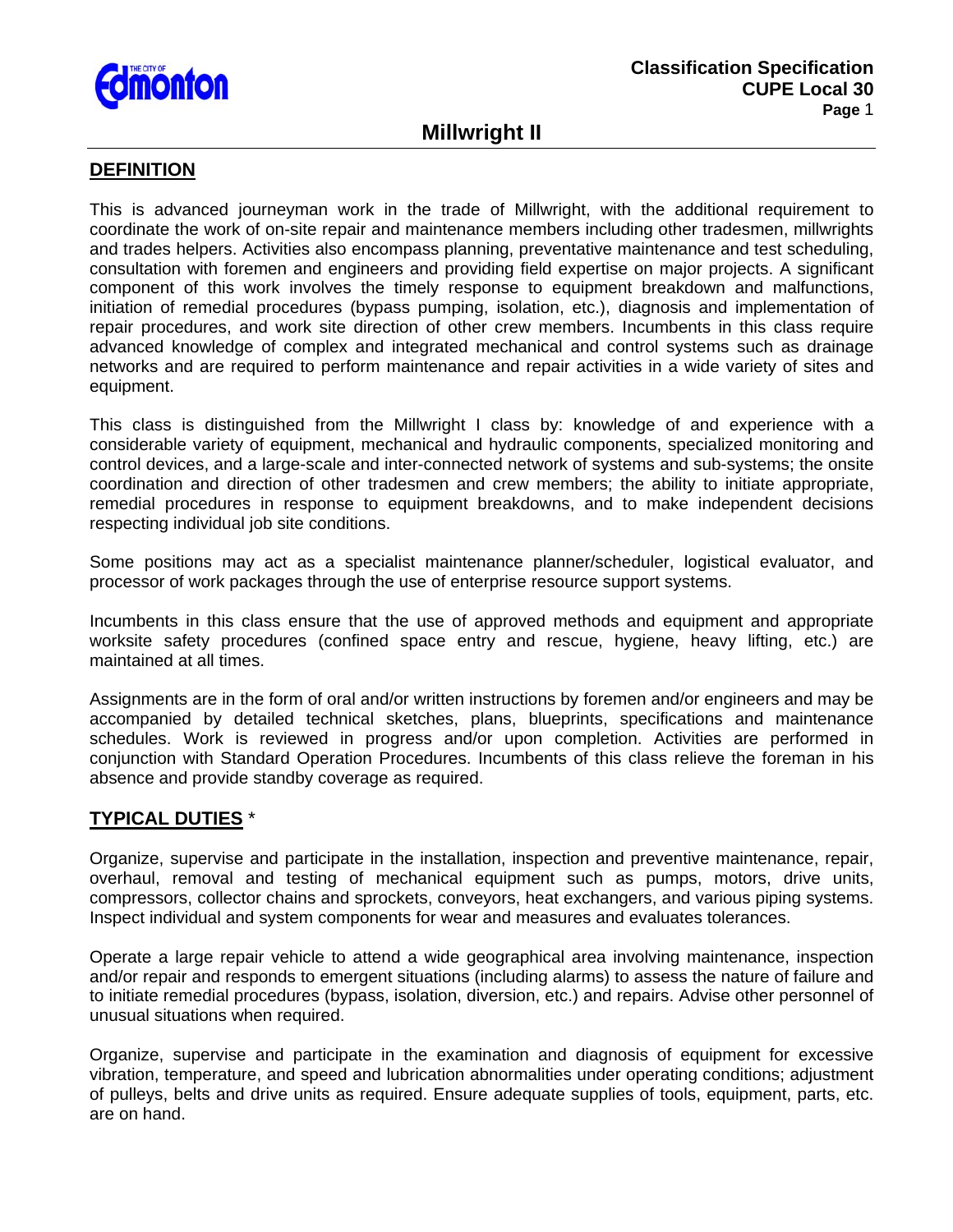# Millwright II

## DEFINITION

This is advanced journeyman work in the trade of Millwright, with the additional requirement to coordinate the work of on-site repair and maintenance members including other tradesmen, millwrights and trades helpers. Activities also encompass planning, preventative maintenance and test scheduling, consultation with foremen and engineers and providing field expertise on major projects. A significant component of this work involves the timely response to equipment breakdown and malfunctions, initiation of remedial procedures (bypass pumping, isolation, etc.), diagnosis and implementation of repair procedures, and work site direction of other crew members. Incumbents in this class require advanced knowledge of complex and integrated mechanical and control systems such as drainage networks and are required to perform maintenance and repair activities in a wide variety of sites and equipment.

This class is distinguished from the Millwright I class by: knowledge of and experience with a considerable variety of equipment, mechanical and hydraulic components, specialized monitoring and control devices, and a large-scale and inter-connected network of systems and sub-systems; the onsite coordination and direction of other tradesmen and crew members; the ability to initiate appropriate, remedial procedures in response to equipment breakdowns, and to make independent decisions respecting individual job site conditions.

Some positions may act as a specialist maintenance planner/scheduler, logistical evaluator, and processor of work packages through the use of enterprise resource support systems.

Incumbents in this class ensure that the use of approved methods and equipment and appropriate worksite safety procedures (confined space entry and rescue, hygiene, heavy lifting, etc.) are maintained at all times.

Assignments are in the form of oral and/or written instructions by foremen and/or engineers and may be accompanied by detailed technical sketches, plans, blueprints, specifications and maintenance schedules. Work is reviewed in progress and/or upon completion. Activities are performed in conjunction with Standard Operation Procedures. Incumbents of this class relieve the foreman in his absence and provide standby coverage as required.

## TYPICAL DUTIES *

Organize, supervise and participate in the installation, inspection and preventive maintenance, repair, overhaul, removal and testing of mechanical equipment such as pumps, motors, drive units, compressors, collector chains and sprockets, conveyors, heat exchangers, and various piping systems. Inspect individual and system components for wear and measures and evaluates tolerances.

Operate a large repair vehicle to attend a wide geographical area involving maintenance, inspection and/or repair and responds to emergent situations (including alarms) to assess the nature of failure and to initiate remedial procedures (bypass, isolation, diversion, etc.) and repairs. Advise other personnel of unusual situations when required.

Organize, supervise and participate in the examination and diagnosis of equipment for excessive vibration, temperature, and speed and lubrication abnormalities under operating conditions; adjustment of pulleys, belts and drive units as required. Ensure adequate supplies of tools, equipment, parts, etc. are on hand.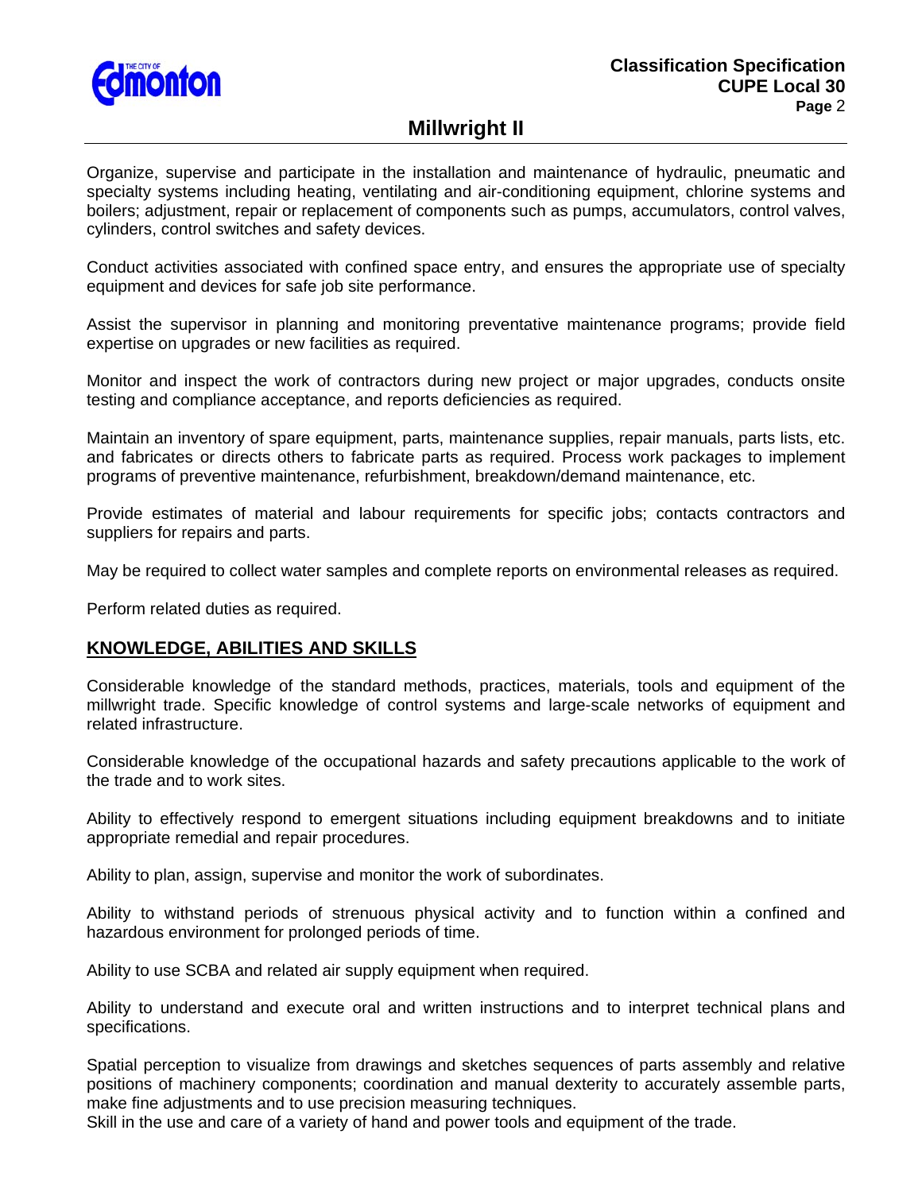Organize, supervise and participate in the installation and maintenance of hydraulic, pneumatic and specialty systems including heating, ventilating and air-conditioning equipment, chlorine systems and boilers; adjustment, repair or replacement of components such as pumps, accumulators, control valves, cylinders, control switches and safety devices.

Conduct activities associated with confined space entry, and ensures the appropriate use of specialty equipment and devices for safe job site performance.

Assist the supervisor in planning and monitoring preventative maintenance programs; provide field expertise on upgrades or new facilities as required.

Monitor and inspect the work of contractors during new project or major upgrades, conducts onsite testing and compliance acceptance, and reports deficiencies as required.

Maintain an inventory of spare equipment, parts, maintenance supplies, repair manuals, parts lists, etc. and fabricates or directs others to fabricate parts as required. Process work packages to implement programs of preventive maintenance, refurbishment, breakdown/demand maintenance, etc.

Provide estimates of material and labour requirements for specific jobs; contacts contractors and suppliers for repairs and parts.

May be required to collect water samples and complete reports on environmental releases as required.

Perform related duties as required.

## KNOWLEDGE, ABILITIES AND SKILLS

Considerable knowledge of the standard methods, practices, materials, tools and equipment of the millwright trade. Specific knowledge of control systems and large-scale networks of equipment and related infrastructure.

Considerable knowledge of the occupational hazards and safety precautions applicable to the work of the trade and to work sites.

Ability to effectively respond to emergent situations including equipment breakdowns and to initiate appropriate remedial and repair procedures.

Ability to plan, assign, supervise and monitor the work of subordinates.

Ability to withstand periods of strenuous physical activity and to function within a confined and hazardous environment for prolonged periods of time.

Ability to use SCBA and related air supply equipment when required.

Ability to understand and execute oral and written instructions and to interpret technical plans and specifications.

Spatial perception to visualize from drawings and sketches sequences of parts assembly and relative positions of machinery components; coordination and manual dexterity to accurately assemble parts, make fine adjustments and to use precision measuring techniques.
Skill in the use and care of a variety of hand and power tools and equipment of the trade.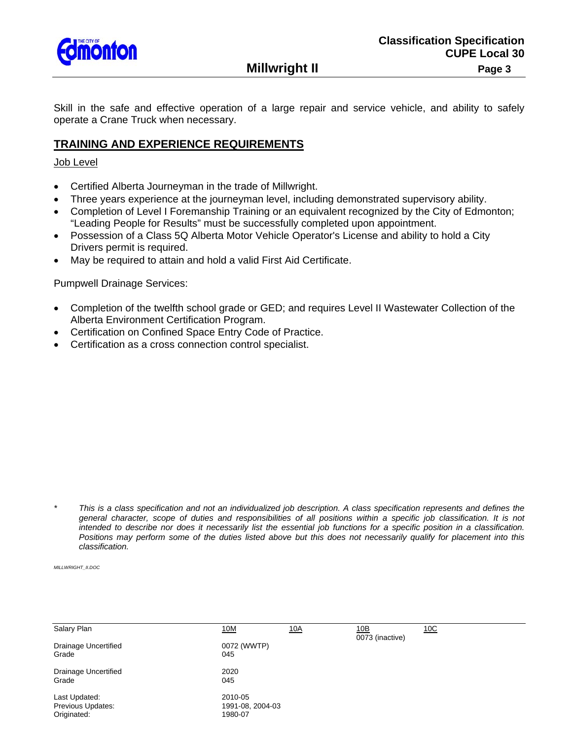Skill in the safe and effective operation of a large repair and service vehicle, and ability to safely operate a Crane Truck when necessary.

## TRAINING AND EXPERIENCE REQUIREMENTS

Job Level

- Certified Alberta Journeyman in the trade of Millwright.
- Three years experience at the journeyman level, including demonstrated supervisory ability.
- Completion of Level I Foremanship Training or an equivalent recognized by the City of Edmonton; "Leading People for Results" must be successfully completed upon appointment.
- Possession of a Class 5Q Alberta Motor Vehicle Operator's License and ability to hold a City Drivers permit is required.
- May be required to attain and hold a valid First Aid Certificate.

Pumpwell Drainage Services:

- Completion of the twelfth school grade or GED; and requires Level II Wastewater Collection of the Alberta Environment Certification Program.
- Certification on Confined Space Entry Code of Practice.
- Certification as a cross connection control specialist.

\* *This is a class specification and not an individualized job description. A class specification represents and defines the general character, scope of duties and responsibilities of all positions within a specific job classification. It is not intended to describe nor does it necessarily list the essential job functions for a specific position in a classification. Positions may perform some of the duties listed above but this does not necessarily qualify for placement into this classification.*

*MILLWRIGHT_II.DOC*

| Salary Plan | 10M | 10A | 10B | 10C |
|---|---|---|---|---|
| | | | 0073 (inactive) | |
| Drainage Uncertified | 0072 (WWTP) | | | |
| Grade | 045 | | | |
| Drainage Uncertified | 2020 | | | |
| Grade | 045 | | | |
| Last Updated: | 2010-05 | | | |
| Previous Updates: | 1991-08, 2004-03 | | | |
| Originated: | 1980-07 | | | |